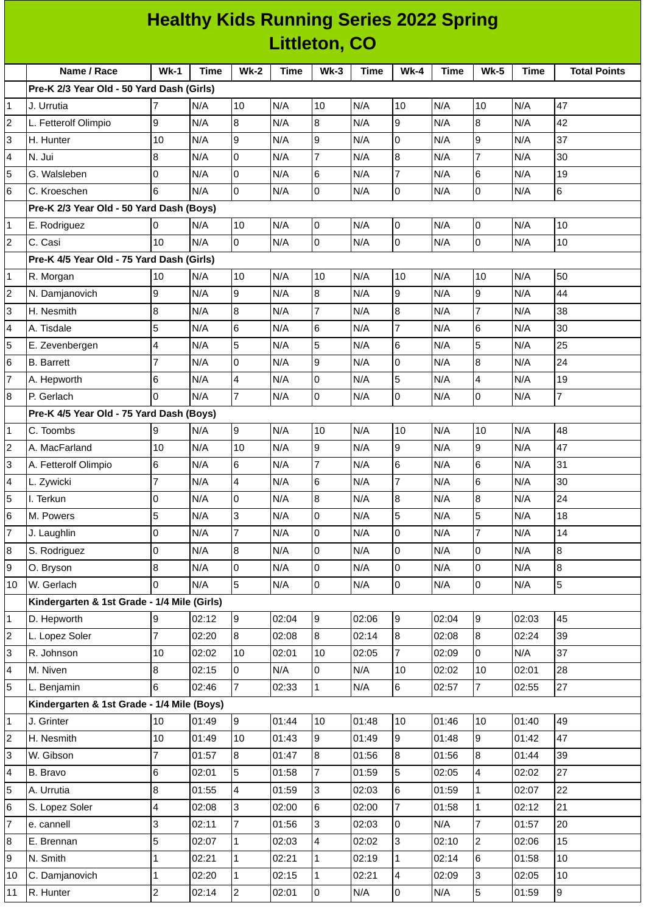# Healthy Kids Running Series 2022 Spring
## Littleton, CO

| | Name / Race | Wk-1 | Time | Wk-2 | Time | Wk-3 | Time | Wk-4 | Time | Wk-5 | Time | Total Points |
|---|---|---|---|---|---|---|---|---|---|---|---|---|
| | **Pre-K 2/3 Year Old - 50 Yard Dash (Girls)** | | | | | | | | | | | |
| 1 | J. Urrutia | 7 | N/A | 10 | N/A | 10 | N/A | 10 | N/A | 10 | N/A | 47 |
| 2 | L. Fetterolf Olimpio | 9 | N/A | 8 | N/A | 8 | N/A | 9 | N/A | 8 | N/A | 42 |
| 3 | H. Hunter | 10 | N/A | 9 | N/A | 9 | N/A | 0 | N/A | 9 | N/A | 37 |
| 4 | N. Jui | 8 | N/A | 0 | N/A | 7 | N/A | 8 | N/A | 7 | N/A | 30 |
| 5 | G. Walsleben | 0 | N/A | 0 | N/A | 6 | N/A | 7 | N/A | 6 | N/A | 19 |
| 6 | C. Kroeschen | 6 | N/A | 0 | N/A | 0 | N/A | 0 | N/A | 0 | N/A | 6 |
| | **Pre-K 2/3 Year Old - 50 Yard Dash (Boys)** | | | | | | | | | | | |
| 1 | E. Rodriguez | 0 | N/A | 10 | N/A | 0 | N/A | 0 | N/A | 0 | N/A | 10 |
| 2 | C. Casi | 10 | N/A | 0 | N/A | 0 | N/A | 0 | N/A | 0 | N/A | 10 |
| | **Pre-K 4/5 Year Old - 75 Yard Dash (Girls)** | | | | | | | | | | | |
| 1 | R. Morgan | 10 | N/A | 10 | N/A | 10 | N/A | 10 | N/A | 10 | N/A | 50 |
| 2 | N. Damjanovich | 9 | N/A | 9 | N/A | 8 | N/A | 9 | N/A | 9 | N/A | 44 |
| 3 | H. Nesmith | 8 | N/A | 8 | N/A | 7 | N/A | 8 | N/A | 7 | N/A | 38 |
| 4 | A. Tisdale | 5 | N/A | 6 | N/A | 6 | N/A | 7 | N/A | 6 | N/A | 30 |
| 5 | E. Zevenbergen | 4 | N/A | 5 | N/A | 5 | N/A | 6 | N/A | 5 | N/A | 25 |
| 6 | B. Barrett | 7 | N/A | 0 | N/A | 9 | N/A | 0 | N/A | 8 | N/A | 24 |
| 7 | A. Hepworth | 6 | N/A | 4 | N/A | 0 | N/A | 5 | N/A | 4 | N/A | 19 |
| 8 | P. Gerlach | 0 | N/A | 7 | N/A | 0 | N/A | 0 | N/A | 0 | N/A | 7 |
| | **Pre-K 4/5 Year Old - 75 Yard Dash (Boys)** | | | | | | | | | | | |
| 1 | C. Toombs | 9 | N/A | 9 | N/A | 10 | N/A | 10 | N/A | 10 | N/A | 48 |
| 2 | A. MacFarland | 10 | N/A | 10 | N/A | 9 | N/A | 9 | N/A | 9 | N/A | 47 |
| 3 | A. Fetterolf Olimpio | 6 | N/A | 6 | N/A | 7 | N/A | 6 | N/A | 6 | N/A | 31 |
| 4 | L. Zywicki | 7 | N/A | 4 | N/A | 6 | N/A | 7 | N/A | 6 | N/A | 30 |
| 5 | I. Terkun | 0 | N/A | 0 | N/A | 8 | N/A | 8 | N/A | 8 | N/A | 24 |
| 6 | M. Powers | 5 | N/A | 3 | N/A | 0 | N/A | 5 | N/A | 5 | N/A | 18 |
| 7 | J. Laughlin | 0 | N/A | 7 | N/A | 0 | N/A | 0 | N/A | 7 | N/A | 14 |
| 8 | S. Rodriguez | 0 | N/A | 8 | N/A | 0 | N/A | 0 | N/A | 0 | N/A | 8 |
| 9 | O. Bryson | 8 | N/A | 0 | N/A | 0 | N/A | 0 | N/A | 0 | N/A | 8 |
| 10 | W. Gerlach | 0 | N/A | 5 | N/A | 0 | N/A | 0 | N/A | 0 | N/A | 5 |
| | **Kindergarten & 1st Grade - 1/4 Mile (Girls)** | | | | | | | | | | | |
| 1 | D. Hepworth | 9 | 02:12 | 9 | 02:04 | 9 | 02:06 | 9 | 02:04 | 9 | 02:03 | 45 |
| 2 | L. Lopez Soler | 7 | 02:20 | 8 | 02:08 | 8 | 02:14 | 8 | 02:08 | 8 | 02:24 | 39 |
| 3 | R. Johnson | 10 | 02:02 | 10 | 02:01 | 10 | 02:05 | 7 | 02:09 | 0 | N/A | 37 |
| 4 | M. Niven | 8 | 02:15 | 0 | N/A | 0 | N/A | 10 | 02:02 | 10 | 02:01 | 28 |
| 5 | L. Benjamin | 6 | 02:46 | 7 | 02:33 | 1 | N/A | 6 | 02:57 | 7 | 02:55 | 27 |
| | **Kindergarten & 1st Grade - 1/4 Mile (Boys)** | | | | | | | | | | | |
| 1 | J. Grinter | 10 | 01:49 | 9 | 01:44 | 10 | 01:48 | 10 | 01:46 | 10 | 01:40 | 49 |
| 2 | H. Nesmith | 10 | 01:49 | 10 | 01:43 | 9 | 01:49 | 9 | 01:48 | 9 | 01:42 | 47 |
| 3 | W. Gibson | 7 | 01:57 | 8 | 01:47 | 8 | 01:56 | 8 | 01:56 | 8 | 01:44 | 39 |
| 4 | B. Bravo | 6 | 02:01 | 5 | 01:58 | 7 | 01:59 | 5 | 02:05 | 4 | 02:02 | 27 |
| 5 | A. Urrutia | 8 | 01:55 | 4 | 01:59 | 3 | 02:03 | 6 | 01:59 | 1 | 02:07 | 22 |
| 6 | S. Lopez Soler | 4 | 02:08 | 3 | 02:00 | 6 | 02:00 | 7 | 01:58 | 1 | 02:12 | 21 |
| 7 | e. cannell | 3 | 02:11 | 7 | 01:56 | 3 | 02:03 | 0 | N/A | 7 | 01:57 | 20 |
| 8 | E. Brennan | 5 | 02:07 | 1 | 02:03 | 4 | 02:02 | 3 | 02:10 | 2 | 02:06 | 15 |
| 9 | N. Smith | 1 | 02:21 | 1 | 02:21 | 1 | 02:19 | 1 | 02:14 | 6 | 01:58 | 10 |
| 10 | C. Damjanovich | 1 | 02:20 | 1 | 02:15 | 1 | 02:21 | 4 | 02:09 | 3 | 02:05 | 10 |
| 11 | R. Hunter | 2 | 02:14 | 2 | 02:01 | 0 | N/A | 0 | N/A | 5 | 01:59 | 9 |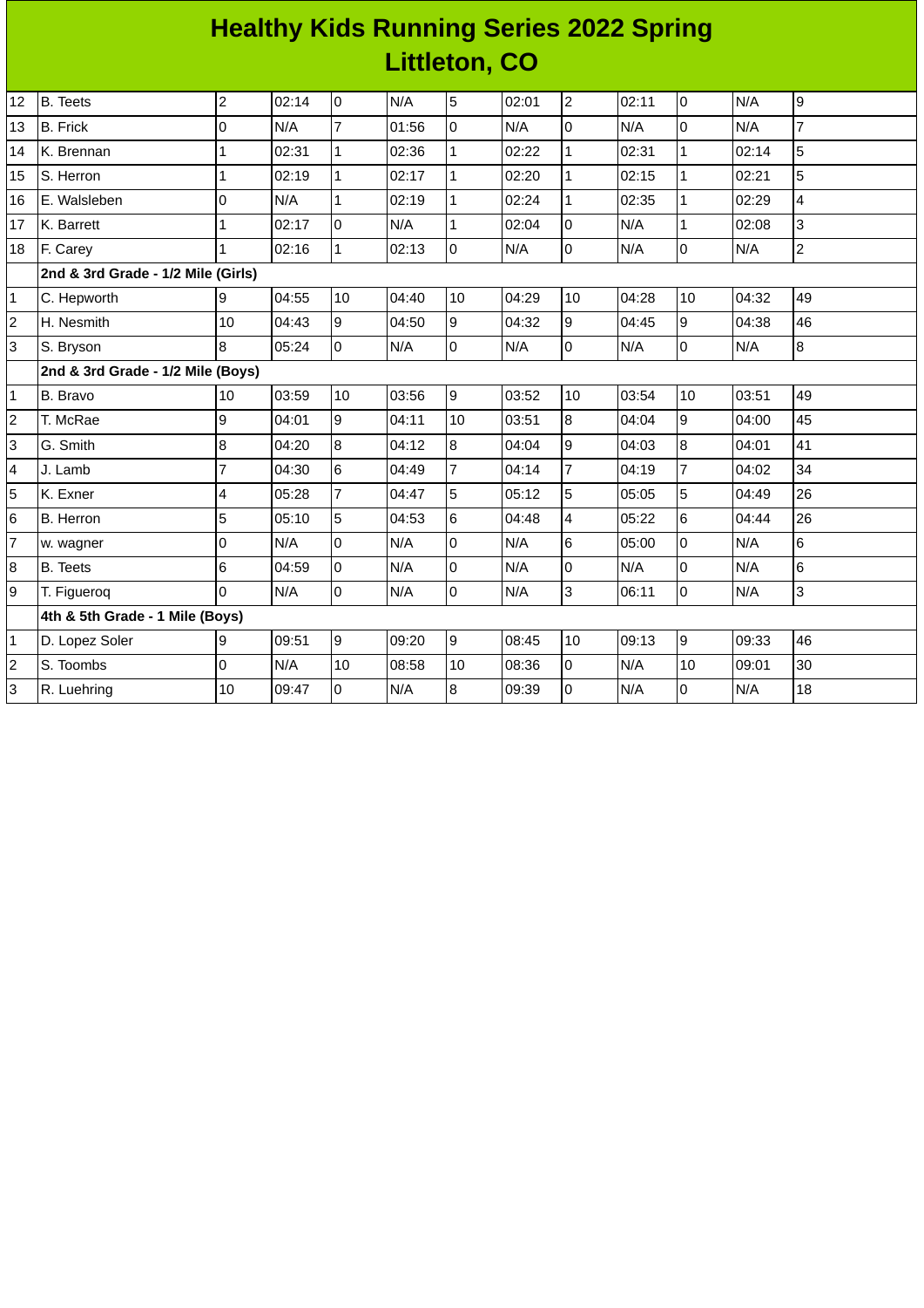# Healthy Kids Running Series 2022 Spring
## Littleton, CO

| | | | | | | | | | | | |
|---|---|---|---|---|---|---|---|---|---|---|---|
| 12 | B. Teets | 2 | 02:14 | 0 | N/A | 5 | 02:01 | 2 | 02:11 | 0 | N/A | 9 |
| 13 | B. Frick | 0 | N/A | 7 | 01:56 | 0 | N/A | 0 | N/A | 0 | N/A | 7 |
| 14 | K. Brennan | 1 | 02:31 | 1 | 02:36 | 1 | 02:22 | 1 | 02:31 | 1 | 02:14 | 5 |
| 15 | S. Herron | 1 | 02:19 | 1 | 02:17 | 1 | 02:20 | 1 | 02:15 | 1 | 02:21 | 5 |
| 16 | E. Walsleben | 0 | N/A | 1 | 02:19 | 1 | 02:24 | 1 | 02:35 | 1 | 02:29 | 4 |
| 17 | K. Barrett | 1 | 02:17 | 0 | N/A | 1 | 02:04 | 0 | N/A | 1 | 02:08 | 3 |
| 18 | F. Carey | 1 | 02:16 | 1 | 02:13 | 0 | N/A | 0 | N/A | 0 | N/A | 2 |
| | **2nd & 3rd Grade - 1/2 Mile (Girls)** | | | | | | | | | | | |
| 1 | C. Hepworth | 9 | 04:55 | 10 | 04:40 | 10 | 04:29 | 10 | 04:28 | 10 | 04:32 | 49 |
| 2 | H. Nesmith | 10 | 04:43 | 9 | 04:50 | 9 | 04:32 | 9 | 04:45 | 9 | 04:38 | 46 |
| 3 | S. Bryson | 8 | 05:24 | 0 | N/A | 0 | N/A | 0 | N/A | 0 | N/A | 8 |
| | **2nd & 3rd Grade - 1/2 Mile (Boys)** | | | | | | | | | | | |
| 1 | B. Bravo | 10 | 03:59 | 10 | 03:56 | 9 | 03:52 | 10 | 03:54 | 10 | 03:51 | 49 |
| 2 | T. McRae | 9 | 04:01 | 9 | 04:11 | 10 | 03:51 | 8 | 04:04 | 9 | 04:00 | 45 |
| 3 | G. Smith | 8 | 04:20 | 8 | 04:12 | 8 | 04:04 | 9 | 04:03 | 8 | 04:01 | 41 |
| 4 | J. Lamb | 7 | 04:30 | 6 | 04:49 | 7 | 04:14 | 7 | 04:19 | 7 | 04:02 | 34 |
| 5 | K. Exner | 4 | 05:28 | 7 | 04:47 | 5 | 05:12 | 5 | 05:05 | 5 | 04:49 | 26 |
| 6 | B. Herron | 5 | 05:10 | 5 | 04:53 | 6 | 04:48 | 4 | 05:22 | 6 | 04:44 | 26 |
| 7 | w. wagner | 0 | N/A | 0 | N/A | 0 | N/A | 6 | 05:00 | 0 | N/A | 6 |
| 8 | B. Teets | 6 | 04:59 | 0 | N/A | 0 | N/A | 0 | N/A | 0 | N/A | 6 |
| 9 | T. Figueroq | 0 | N/A | 0 | N/A | 0 | N/A | 3 | 06:11 | 0 | N/A | 3 |
| | **4th & 5th Grade - 1 Mile (Boys)** | | | | | | | | | | | |
| 1 | D. Lopez Soler | 9 | 09:51 | 9 | 09:20 | 9 | 08:45 | 10 | 09:13 | 9 | 09:33 | 46 |
| 2 | S. Toombs | 0 | N/A | 10 | 08:58 | 10 | 08:36 | 0 | N/A | 10 | 09:01 | 30 |
| 3 | R. Luehring | 10 | 09:47 | 0 | N/A | 8 | 09:39 | 0 | N/A | 0 | N/A | 18 |